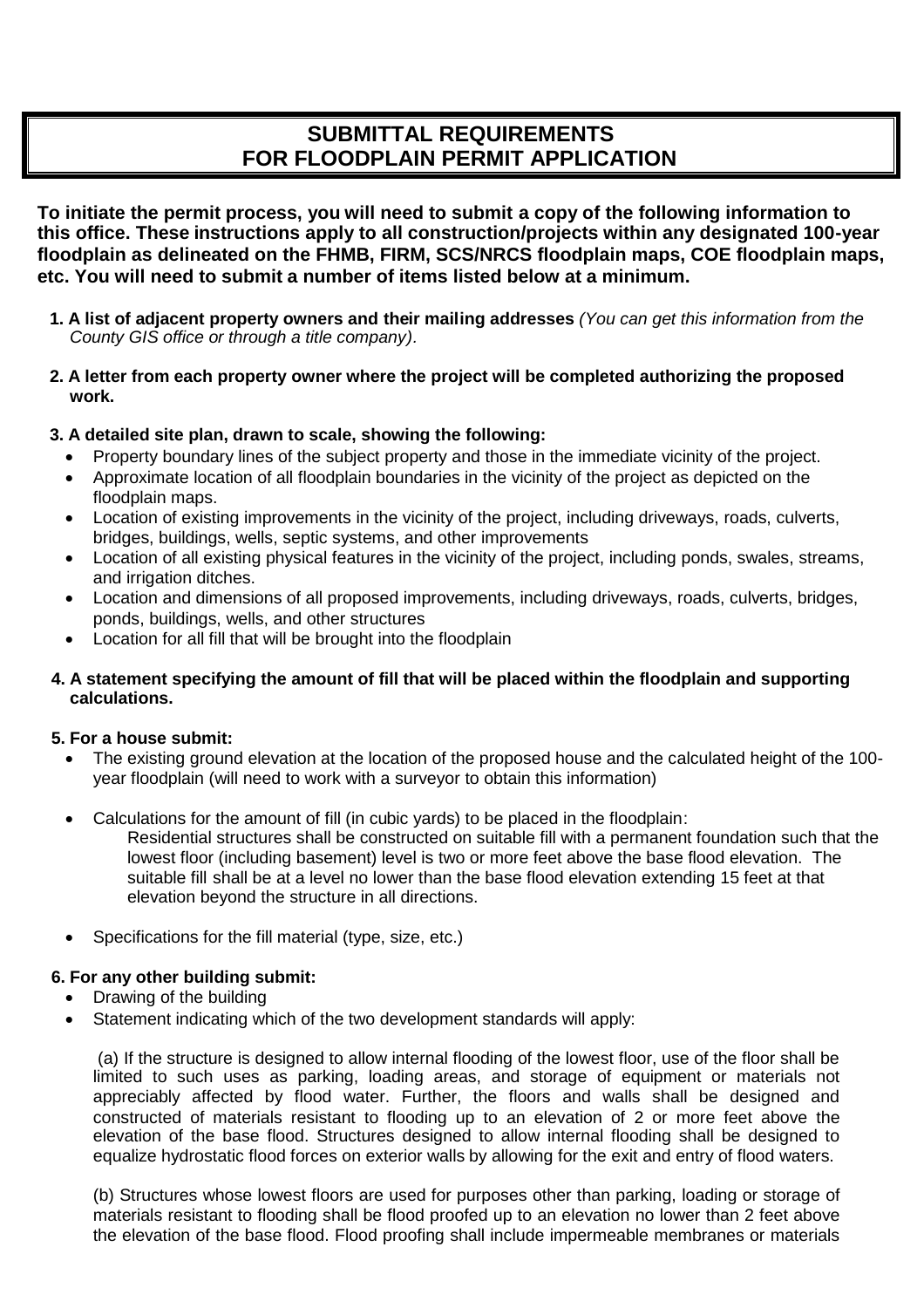# SUBMITTAL REQUIREMENTS FOR FLOODPLAIN PERMIT APPLICATION

**To initiate the permit process, you will need to submit a copy of the following information to this office. These instructions apply to all construction/projects within any designated 100-year floodplain as delineated on the FHMB, FIRM, SCS/NRCS floodplain maps, COE floodplain maps, etc. You will need to submit a number of items listed below at a minimum.**

1. **A list of adjacent property owners and their mailing addresses** *(You can get this information from the County GIS office or through a title company).*

2. **A letter from each property owner where the project will be completed authorizing the proposed work.**

3. **A detailed site plan, drawn to scale, showing the following:**
   - Property boundary lines of the subject property and those in the immediate vicinity of the project.
   - Approximate location of all floodplain boundaries in the vicinity of the project as depicted on the floodplain maps.
   - Location of existing improvements in the vicinity of the project, including driveways, roads, culverts, bridges, buildings, wells, septic systems, and other improvements
   - Location of all existing physical features in the vicinity of the project, including ponds, swales, streams, and irrigation ditches.
   - Location and dimensions of all proposed improvements, including driveways, roads, culverts, bridges, ponds, buildings, wells, and other structures
   - Location for all fill that will be brought into the floodplain

4. **A statement specifying the amount of fill that will be placed within the floodplain and supporting calculations.**

5. **For a house submit:**
   - The existing ground elevation at the location of the proposed house and the calculated height of the 100-year floodplain (will need to work with a surveyor to obtain this information)
   - Calculations for the amount of fill (in cubic yards) to be placed in the floodplain:

     Residential structures shall be constructed on suitable fill with a permanent foundation such that the lowest floor (including basement) level is two or more feet above the base flood elevation. The suitable fill shall be at a level no lower than the base flood elevation extending 15 feet at that elevation beyond the structure in all directions.
   - Specifications for the fill material (type, size, etc.)

6. **For any other building submit:**
   - Drawing of the building
   - Statement indicating which of the two development standards will apply:

     (a) If the structure is designed to allow internal flooding of the lowest floor, use of the floor shall be limited to such uses as parking, loading areas, and storage of equipment or materials not appreciably affected by flood water. Further, the floors and walls shall be designed and constructed of materials resistant to flooding up to an elevation of 2 or more feet above the elevation of the base flood. Structures designed to allow internal flooding shall be designed to equalize hydrostatic flood forces on exterior walls by allowing for the exit and entry of flood waters.

     (b) Structures whose lowest floors are used for purposes other than parking, loading or storage of materials resistant to flooding shall be flood proofed up to an elevation no lower than 2 feet above the elevation of the base flood. Flood proofing shall include impermeable membranes or materials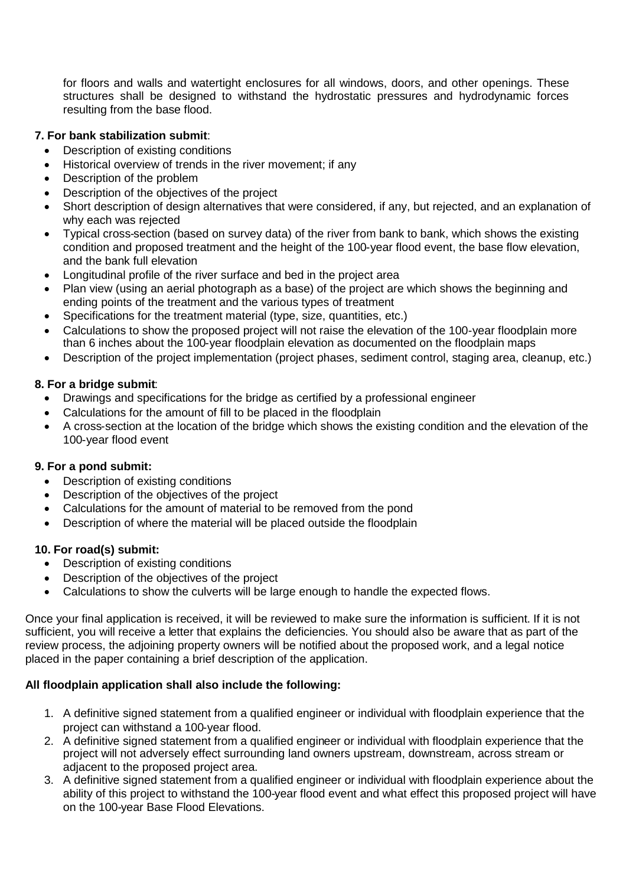for floors and walls and watertight enclosures for all windows, doors, and other openings. These structures shall be designed to withstand the hydrostatic pressures and hydrodynamic forces resulting from the base flood.

**7. For bank stabilization submit**:

- Description of existing conditions
- Historical overview of trends in the river movement; if any
- Description of the problem
- Description of the objectives of the project
- Short description of design alternatives that were considered, if any, but rejected, and an explanation of why each was rejected
- Typical cross-section (based on survey data) of the river from bank to bank, which shows the existing condition and proposed treatment and the height of the 100-year flood event, the base flow elevation, and the bank full elevation
- Longitudinal profile of the river surface and bed in the project area
- Plan view (using an aerial photograph as a base) of the project are which shows the beginning and ending points of the treatment and the various types of treatment
- Specifications for the treatment material (type, size, quantities, etc.)
- Calculations to show the proposed project will not raise the elevation of the 100-year floodplain more than 6 inches about the 100-year floodplain elevation as documented on the floodplain maps
- Description of the project implementation (project phases, sediment control, staging area, cleanup, etc.)

**8. For a bridge submit**:

- Drawings and specifications for the bridge as certified by a professional engineer
- Calculations for the amount of fill to be placed in the floodplain
- A cross-section at the location of the bridge which shows the existing condition and the elevation of the 100-year flood event

**9. For a pond submit:**

- Description of existing conditions
- Description of the objectives of the project
- Calculations for the amount of material to be removed from the pond
- Description of where the material will be placed outside the floodplain

**10. For road(s) submit:**

- Description of existing conditions
- Description of the objectives of the project
- Calculations to show the culverts will be large enough to handle the expected flows.

Once your final application is received, it will be reviewed to make sure the information is sufficient. If it is not sufficient, you will receive a letter that explains the deficiencies. You should also be aware that as part of the review process, the adjoining property owners will be notified about the proposed work, and a legal notice placed in the paper containing a brief description of the application.

**All floodplain application shall also include the following:**

1. A definitive signed statement from a qualified engineer or individual with floodplain experience that the project can withstand a 100-year flood.
2. A definitive signed statement from a qualified engineer or individual with floodplain experience that the project will not adversely effect surrounding land owners upstream, downstream, across stream or adjacent to the proposed project area.
3. A definitive signed statement from a qualified engineer or individual with floodplain experience about the ability of this project to withstand the 100-year flood event and what effect this proposed project will have on the 100-year Base Flood Elevations.